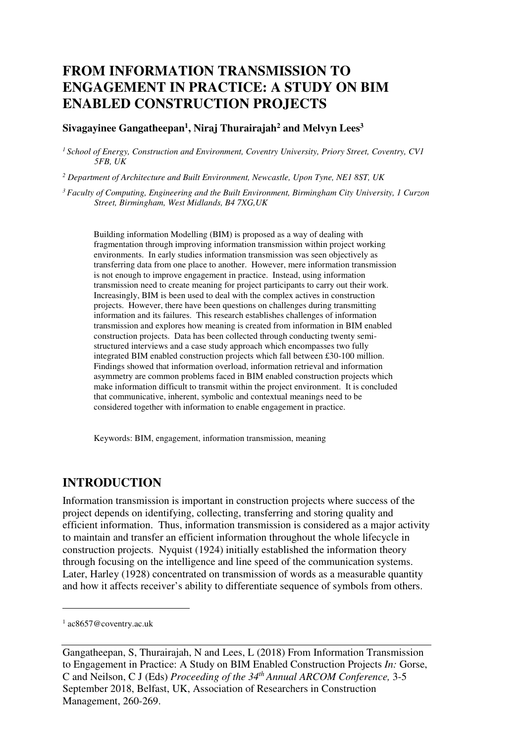# FROM INFORMATION TRANSMISSION TO ENGAGEMENT IN PRACTICE: A STUDY ON BIM ENABLED CONSTRUCTION PROJECTS

**Sivagayinee Gangatheepan[1], Niraj Thurairajah[2] and Melvyn Lees[3]**

*[1] School of Energy, Construction and Environment, Coventry University, Priory Street, Coventry, CV1 5FB, UK*

*[2] Department of Architecture and Built Environment, Newcastle, Upon Tyne, NE1 8ST, UK*

*[3] Faculty of Computing, Engineering and the Built Environment, Birmingham City University, 1 Curzon Street, Birmingham, West Midlands, B4 7XG,UK*

Building information Modelling (BIM) is proposed as a way of dealing with fragmentation through improving information transmission within project working environments. In early studies information transmission was seen objectively as transferring data from one place to another. However, mere information transmission is not enough to improve engagement in practice. Instead, using information transmission need to create meaning for project participants to carry out their work. Increasingly, BIM is been used to deal with the complex actives in construction projects. However, there have been questions on challenges during transmitting information and its failures. This research establishes challenges of information transmission and explores how meaning is created from information in BIM enabled construction projects. Data has been collected through conducting twenty semi-structured interviews and a case study approach which encompasses two fully integrated BIM enabled construction projects which fall between £30-100 million. Findings showed that information overload, information retrieval and information asymmetry are common problems faced in BIM enabled construction projects which make information difficult to transmit within the project environment. It is concluded that communicative, inherent, symbolic and contextual meanings need to be considered together with information to enable engagement in practice.

Keywords: BIM, engagement, information transmission, meaning

## INTRODUCTION

Information transmission is important in construction projects where success of the project depends on identifying, collecting, transferring and storing quality and efficient information. Thus, information transmission is considered as a major activity to maintain and transfer an efficient information throughout the whole lifecycle in construction projects. Nyquist (1924) initially established the information theory through focusing on the intelligence and line speed of the communication systems. Later, Harley (1928) concentrated on transmission of words as a measurable quantity and how it affects receiver's ability to differentiate sequence of symbols from others.

---

[1] ac8657@coventry.ac.uk

Gangatheepan, S, Thurairajah, N and Lees, L (2018) From Information Transmission to Engagement in Practice: A Study on BIM Enabled Construction Projects *In:* Gorse, C and Neilson, C J (Eds) *Proceeding of the 34th Annual ARCOM Conference,* 3-5 September 2018, Belfast, UK, Association of Researchers in Construction Management, 260-269.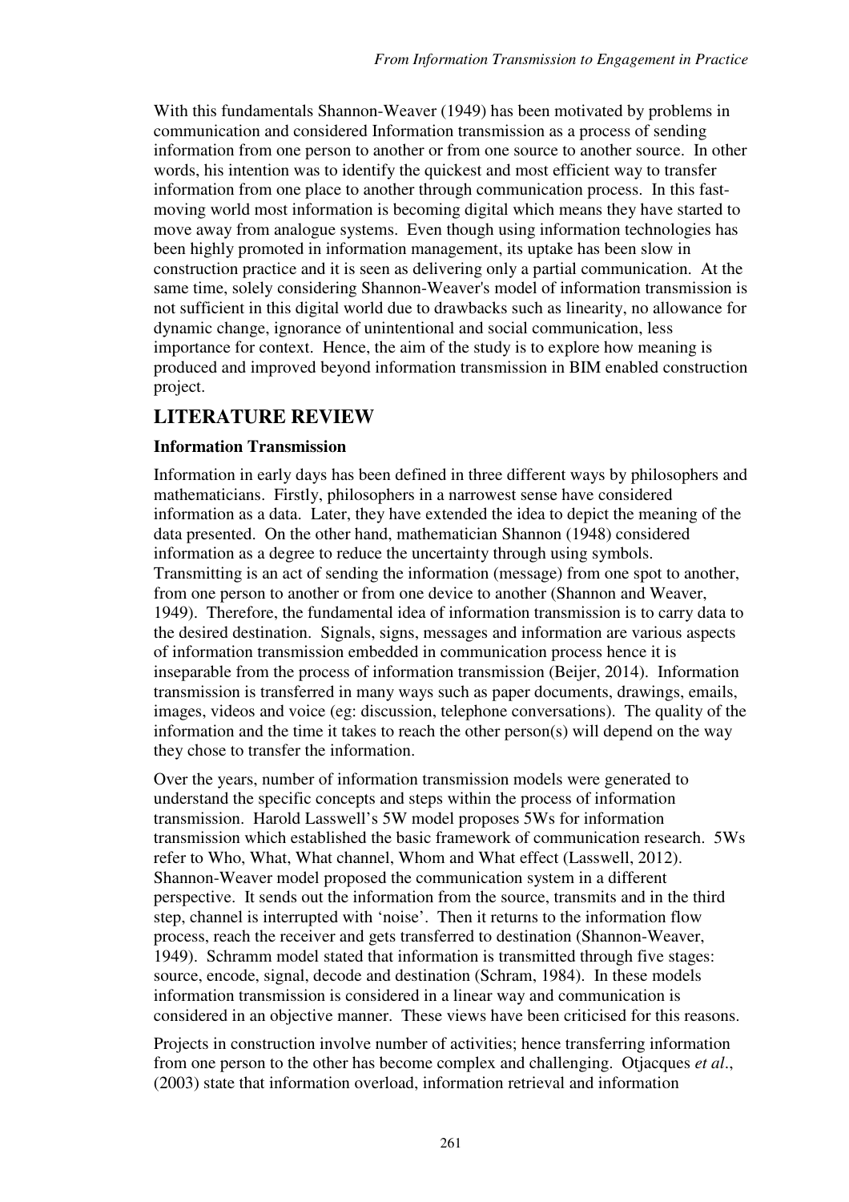With this fundamentals Shannon-Weaver (1949) has been motivated by problems in communication and considered Information transmission as a process of sending information from one person to another or from one source to another source. In other words, his intention was to identify the quickest and most efficient way to transfer information from one place to another through communication process. In this fast-moving world most information is becoming digital which means they have started to move away from analogue systems. Even though using information technologies has been highly promoted in information management, its uptake has been slow in construction practice and it is seen as delivering only a partial communication. At the same time, solely considering Shannon-Weaver's model of information transmission is not sufficient in this digital world due to drawbacks such as linearity, no allowance for dynamic change, ignorance of unintentional and social communication, less importance for context. Hence, the aim of the study is to explore how meaning is produced and improved beyond information transmission in BIM enabled construction project.

## LITERATURE REVIEW

### Information Transmission

Information in early days has been defined in three different ways by philosophers and mathematicians. Firstly, philosophers in a narrowest sense have considered information as a data. Later, they have extended the idea to depict the meaning of the data presented. On the other hand, mathematician Shannon (1948) considered information as a degree to reduce the uncertainty through using symbols. Transmitting is an act of sending the information (message) from one spot to another, from one person to another or from one device to another (Shannon and Weaver, 1949). Therefore, the fundamental idea of information transmission is to carry data to the desired destination. Signals, signs, messages and information are various aspects of information transmission embedded in communication process hence it is inseparable from the process of information transmission (Beijer, 2014). Information transmission is transferred in many ways such as paper documents, drawings, emails, images, videos and voice (eg: discussion, telephone conversations). The quality of the information and the time it takes to reach the other person(s) will depend on the way they chose to transfer the information.

Over the years, number of information transmission models were generated to understand the specific concepts and steps within the process of information transmission. Harold Lasswell's 5W model proposes 5Ws for information transmission which established the basic framework of communication research. 5Ws refer to Who, What, What channel, Whom and What effect (Lasswell, 2012). Shannon-Weaver model proposed the communication system in a different perspective. It sends out the information from the source, transmits and in the third step, channel is interrupted with 'noise'. Then it returns to the information flow process, reach the receiver and gets transferred to destination (Shannon-Weaver, 1949). Schramm model stated that information is transmitted through five stages: source, encode, signal, decode and destination (Schram, 1984). In these models information transmission is considered in a linear way and communication is considered in an objective manner. These views have been criticised for this reasons.

Projects in construction involve number of activities; hence transferring information from one person to the other has become complex and challenging. Otjacques *et al*., (2003) state that information overload, information retrieval and information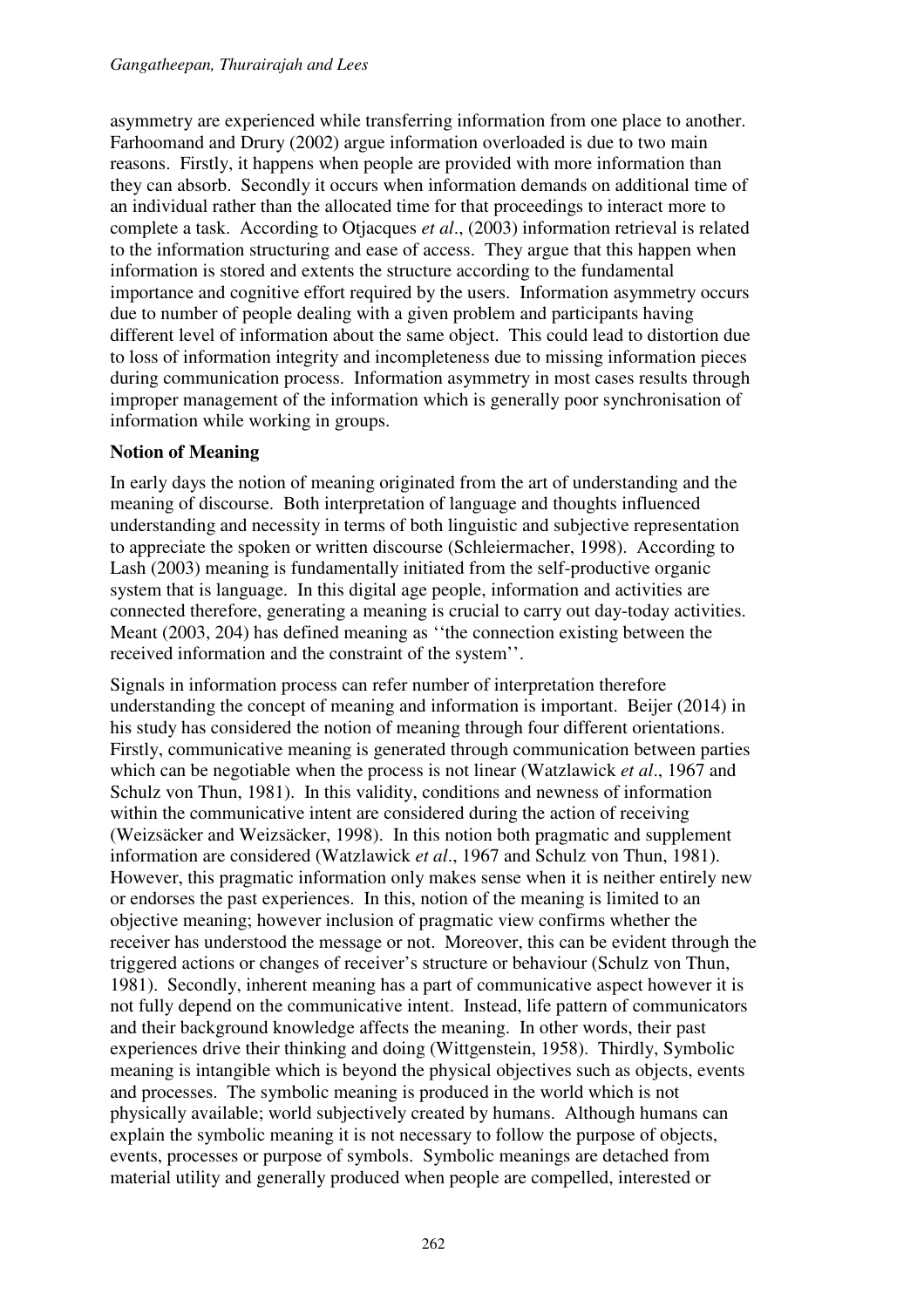asymmetry are experienced while transferring information from one place to another. Farhoomand and Drury (2002) argue information overloaded is due to two main reasons. Firstly, it happens when people are provided with more information than they can absorb. Secondly it occurs when information demands on additional time of an individual rather than the allocated time for that proceedings to interact more to complete a task. According to Otjacques *et al*., (2003) information retrieval is related to the information structuring and ease of access. They argue that this happen when information is stored and extents the structure according to the fundamental importance and cognitive effort required by the users. Information asymmetry occurs due to number of people dealing with a given problem and participants having different level of information about the same object. This could lead to distortion due to loss of information integrity and incompleteness due to missing information pieces during communication process. Information asymmetry in most cases results through improper management of the information which is generally poor synchronisation of information while working in groups.

**Notion of Meaning**

In early days the notion of meaning originated from the art of understanding and the meaning of discourse. Both interpretation of language and thoughts influenced understanding and necessity in terms of both linguistic and subjective representation to appreciate the spoken or written discourse (Schleiermacher, 1998). According to Lash (2003) meaning is fundamentally initiated from the self-productive organic system that is language. In this digital age people, information and activities are connected therefore, generating a meaning is crucial to carry out day-today activities. Meant (2003, 204) has defined meaning as ''the connection existing between the received information and the constraint of the system''.

Signals in information process can refer number of interpretation therefore understanding the concept of meaning and information is important. Beijer (2014) in his study has considered the notion of meaning through four different orientations. Firstly, communicative meaning is generated through communication between parties which can be negotiable when the process is not linear (Watzlawick *et al*., 1967 and Schulz von Thun, 1981). In this validity, conditions and newness of information within the communicative intent are considered during the action of receiving (Weizsäcker and Weizsäcker, 1998). In this notion both pragmatic and supplement information are considered (Watzlawick *et al*., 1967 and Schulz von Thun, 1981). However, this pragmatic information only makes sense when it is neither entirely new or endorses the past experiences. In this, notion of the meaning is limited to an objective meaning; however inclusion of pragmatic view confirms whether the receiver has understood the message or not. Moreover, this can be evident through the triggered actions or changes of receiver's structure or behaviour (Schulz von Thun, 1981). Secondly, inherent meaning has a part of communicative aspect however it is not fully depend on the communicative intent. Instead, life pattern of communicators and their background knowledge affects the meaning. In other words, their past experiences drive their thinking and doing (Wittgenstein, 1958). Thirdly, Symbolic meaning is intangible which is beyond the physical objectives such as objects, events and processes. The symbolic meaning is produced in the world which is not physically available; world subjectively created by humans. Although humans can explain the symbolic meaning it is not necessary to follow the purpose of objects, events, processes or purpose of symbols. Symbolic meanings are detached from material utility and generally produced when people are compelled, interested or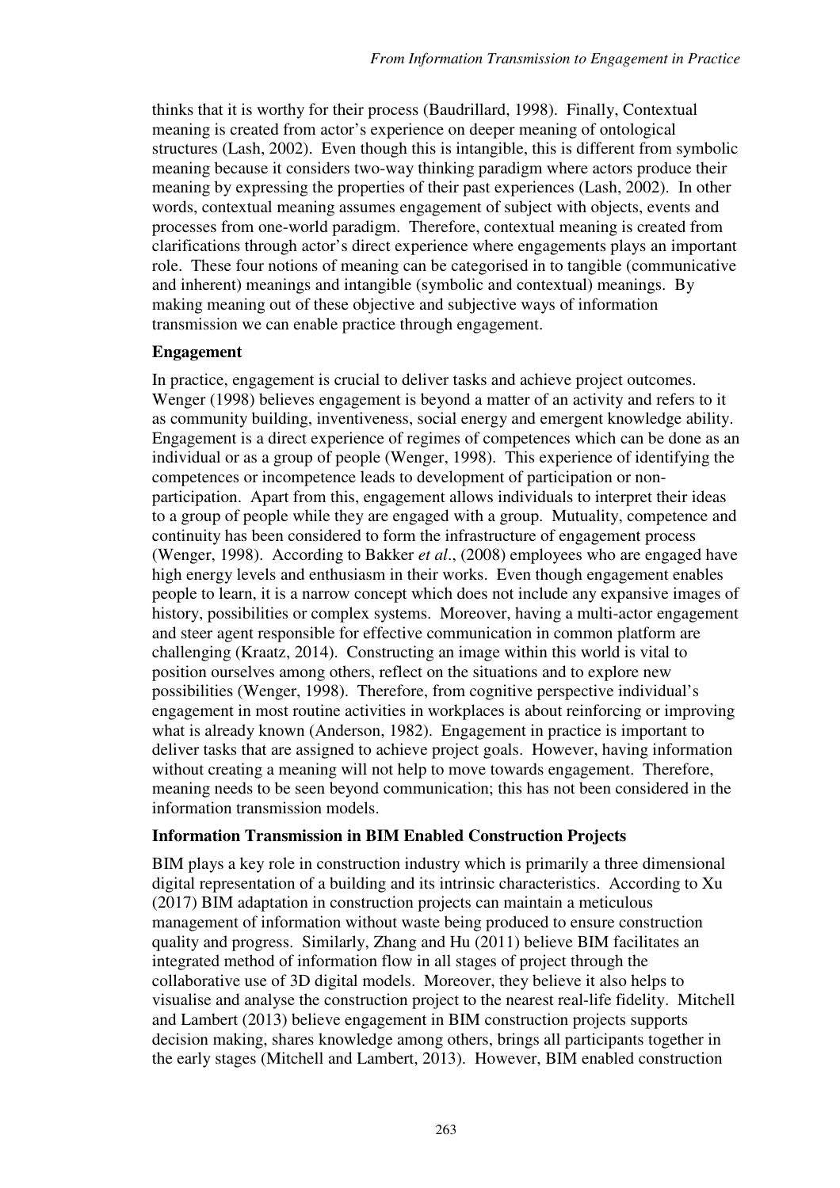thinks that it is worthy for their process (Baudrillard, 1998). Finally, Contextual meaning is created from actor's experience on deeper meaning of ontological structures (Lash, 2002). Even though this is intangible, this is different from symbolic meaning because it considers two-way thinking paradigm where actors produce their meaning by expressing the properties of their past experiences (Lash, 2002). In other words, contextual meaning assumes engagement of subject with objects, events and processes from one-world paradigm. Therefore, contextual meaning is created from clarifications through actor's direct experience where engagements plays an important role. These four notions of meaning can be categorised in to tangible (communicative and inherent) meanings and intangible (symbolic and contextual) meanings. By making meaning out of these objective and subjective ways of information transmission we can enable practice through engagement.

### Engagement

In practice, engagement is crucial to deliver tasks and achieve project outcomes. Wenger (1998) believes engagement is beyond a matter of an activity and refers to it as community building, inventiveness, social energy and emergent knowledge ability. Engagement is a direct experience of regimes of competences which can be done as an individual or as a group of people (Wenger, 1998). This experience of identifying the competences or incompetence leads to development of participation or non-participation. Apart from this, engagement allows individuals to interpret their ideas to a group of people while they are engaged with a group. Mutuality, competence and continuity has been considered to form the infrastructure of engagement process (Wenger, 1998). According to Bakker *et al*., (2008) employees who are engaged have high energy levels and enthusiasm in their works. Even though engagement enables people to learn, it is a narrow concept which does not include any expansive images of history, possibilities or complex systems. Moreover, having a multi-actor engagement and steer agent responsible for effective communication in common platform are challenging (Kraatz, 2014). Constructing an image within this world is vital to position ourselves among others, reflect on the situations and to explore new possibilities (Wenger, 1998). Therefore, from cognitive perspective individual's engagement in most routine activities in workplaces is about reinforcing or improving what is already known (Anderson, 1982). Engagement in practice is important to deliver tasks that are assigned to achieve project goals. However, having information without creating a meaning will not help to move towards engagement. Therefore, meaning needs to be seen beyond communication; this has not been considered in the information transmission models.

### Information Transmission in BIM Enabled Construction Projects

BIM plays a key role in construction industry which is primarily a three dimensional digital representation of a building and its intrinsic characteristics. According to Xu (2017) BIM adaptation in construction projects can maintain a meticulous management of information without waste being produced to ensure construction quality and progress. Similarly, Zhang and Hu (2011) believe BIM facilitates an integrated method of information flow in all stages of project through the collaborative use of 3D digital models. Moreover, they believe it also helps to visualise and analyse the construction project to the nearest real-life fidelity. Mitchell and Lambert (2013) believe engagement in BIM construction projects supports decision making, shares knowledge among others, brings all participants together in the early stages (Mitchell and Lambert, 2013). However, BIM enabled construction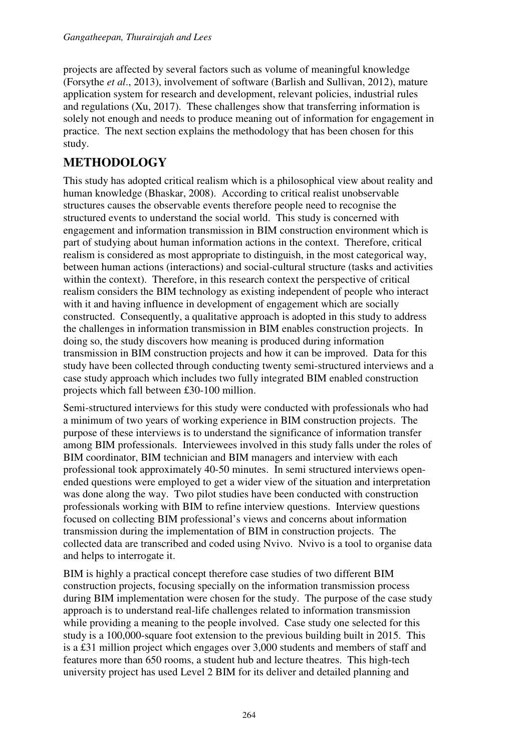projects are affected by several factors such as volume of meaningful knowledge (Forsythe *et al*., 2013), involvement of software (Barlish and Sullivan, 2012), mature application system for research and development, relevant policies, industrial rules and regulations (Xu, 2017). These challenges show that transferring information is solely not enough and needs to produce meaning out of information for engagement in practice. The next section explains the methodology that has been chosen for this study.

## METHODOLOGY

This study has adopted critical realism which is a philosophical view about reality and human knowledge (Bhaskar, 2008). According to critical realist unobservable structures causes the observable events therefore people need to recognise the structured events to understand the social world. This study is concerned with engagement and information transmission in BIM construction environment which is part of studying about human information actions in the context. Therefore, critical realism is considered as most appropriate to distinguish, in the most categorical way, between human actions (interactions) and social-cultural structure (tasks and activities within the context). Therefore, in this research context the perspective of critical realism considers the BIM technology as existing independent of people who interact with it and having influence in development of engagement which are socially constructed. Consequently, a qualitative approach is adopted in this study to address the challenges in information transmission in BIM enables construction projects. In doing so, the study discovers how meaning is produced during information transmission in BIM construction projects and how it can be improved. Data for this study have been collected through conducting twenty semi-structured interviews and a case study approach which includes two fully integrated BIM enabled construction projects which fall between £30-100 million.

Semi-structured interviews for this study were conducted with professionals who had a minimum of two years of working experience in BIM construction projects. The purpose of these interviews is to understand the significance of information transfer among BIM professionals. Interviewees involved in this study falls under the roles of BIM coordinator, BIM technician and BIM managers and interview with each professional took approximately 40-50 minutes. In semi structured interviews open-ended questions were employed to get a wider view of the situation and interpretation was done along the way. Two pilot studies have been conducted with construction professionals working with BIM to refine interview questions. Interview questions focused on collecting BIM professional's views and concerns about information transmission during the implementation of BIM in construction projects. The collected data are transcribed and coded using Nvivo. Nvivo is a tool to organise data and helps to interrogate it.

BIM is highly a practical concept therefore case studies of two different BIM construction projects, focusing specially on the information transmission process during BIM implementation were chosen for the study. The purpose of the case study approach is to understand real-life challenges related to information transmission while providing a meaning to the people involved. Case study one selected for this study is a 100,000-square foot extension to the previous building built in 2015. This is a £31 million project which engages over 3,000 students and members of staff and features more than 650 rooms, a student hub and lecture theatres. This high-tech university project has used Level 2 BIM for its deliver and detailed planning and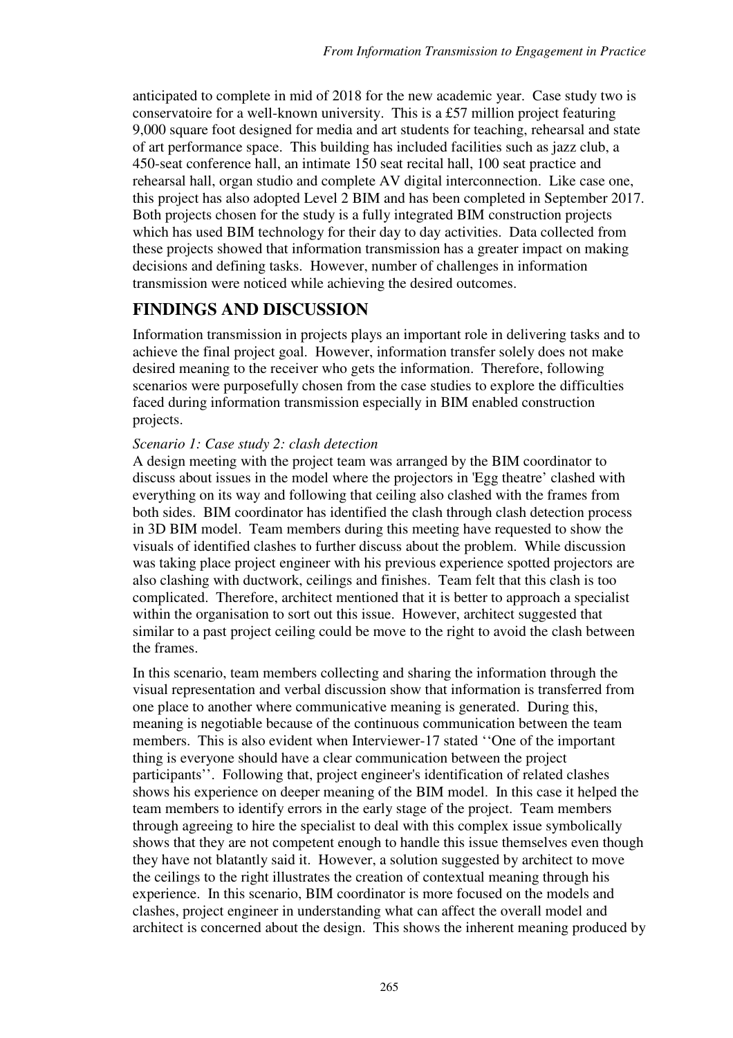anticipated to complete in mid of 2018 for the new academic year. Case study two is conservatoire for a well-known university. This is a £57 million project featuring 9,000 square foot designed for media and art students for teaching, rehearsal and state of art performance space. This building has included facilities such as jazz club, a 450-seat conference hall, an intimate 150 seat recital hall, 100 seat practice and rehearsal hall, organ studio and complete AV digital interconnection. Like case one, this project has also adopted Level 2 BIM and has been completed in September 2017. Both projects chosen for the study is a fully integrated BIM construction projects which has used BIM technology for their day to day activities. Data collected from these projects showed that information transmission has a greater impact on making decisions and defining tasks. However, number of challenges in information transmission were noticed while achieving the desired outcomes.

## FINDINGS AND DISCUSSION

Information transmission in projects plays an important role in delivering tasks and to achieve the final project goal. However, information transfer solely does not make desired meaning to the receiver who gets the information. Therefore, following scenarios were purposefully chosen from the case studies to explore the difficulties faced during information transmission especially in BIM enabled construction projects.

*Scenario 1: Case study 2: clash detection*

A design meeting with the project team was arranged by the BIM coordinator to discuss about issues in the model where the projectors in 'Egg theatre' clashed with everything on its way and following that ceiling also clashed with the frames from both sides. BIM coordinator has identified the clash through clash detection process in 3D BIM model. Team members during this meeting have requested to show the visuals of identified clashes to further discuss about the problem. While discussion was taking place project engineer with his previous experience spotted projectors are also clashing with ductwork, ceilings and finishes. Team felt that this clash is too complicated. Therefore, architect mentioned that it is better to approach a specialist within the organisation to sort out this issue. However, architect suggested that similar to a past project ceiling could be move to the right to avoid the clash between the frames.

In this scenario, team members collecting and sharing the information through the visual representation and verbal discussion show that information is transferred from one place to another where communicative meaning is generated. During this, meaning is negotiable because of the continuous communication between the team members. This is also evident when Interviewer-17 stated ''One of the important thing is everyone should have a clear communication between the project participants''. Following that, project engineer's identification of related clashes shows his experience on deeper meaning of the BIM model. In this case it helped the team members to identify errors in the early stage of the project. Team members through agreeing to hire the specialist to deal with this complex issue symbolically shows that they are not competent enough to handle this issue themselves even though they have not blatantly said it. However, a solution suggested by architect to move the ceilings to the right illustrates the creation of contextual meaning through his experience. In this scenario, BIM coordinator is more focused on the models and clashes, project engineer in understanding what can affect the overall model and architect is concerned about the design. This shows the inherent meaning produced by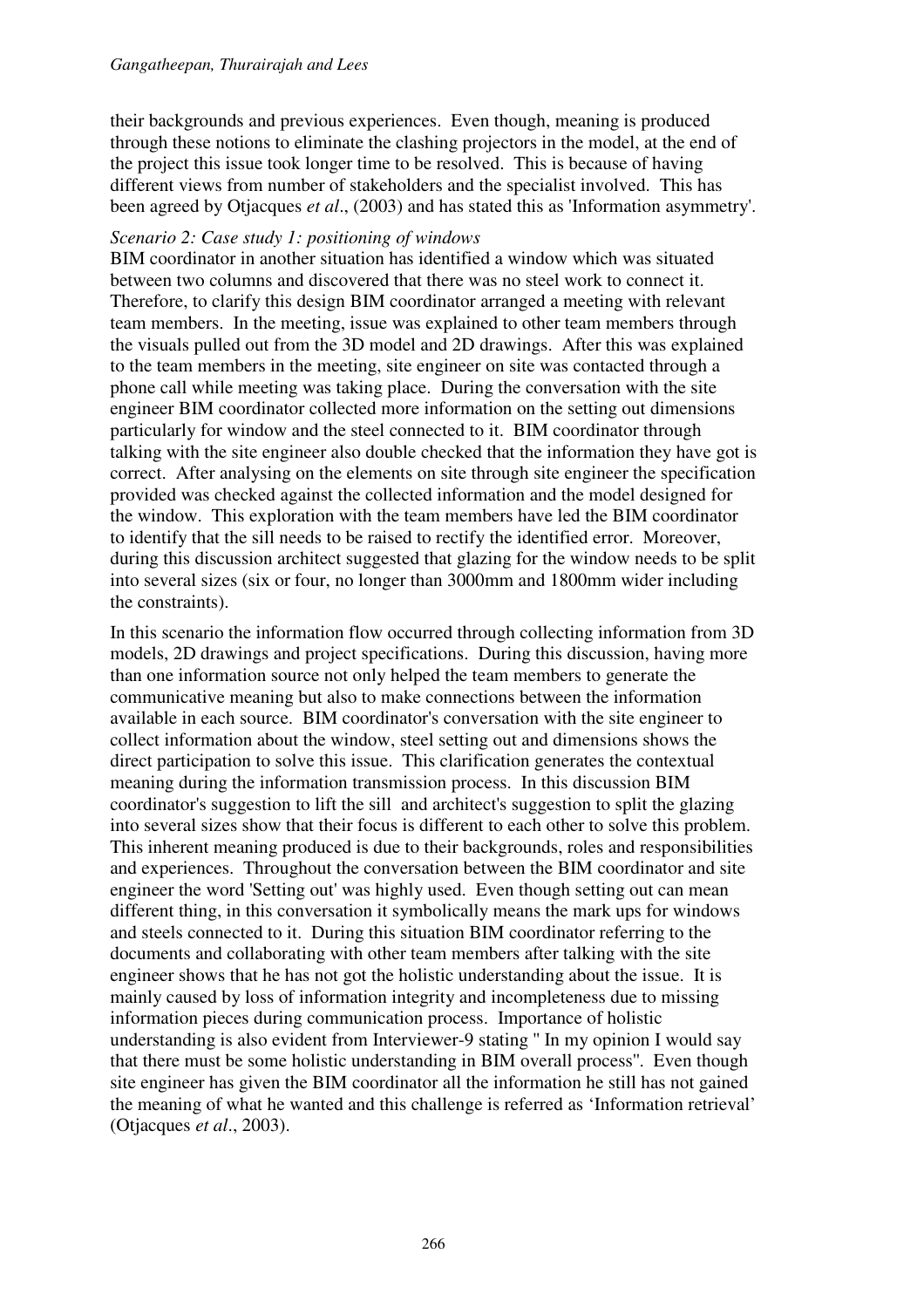their backgrounds and previous experiences. Even though, meaning is produced through these notions to eliminate the clashing projectors in the model, at the end of the project this issue took longer time to be resolved. This is because of having different views from number of stakeholders and the specialist involved. This has been agreed by Otjacques *et al*., (2003) and has stated this as 'Information asymmetry'.

*Scenario 2: Case study 1: positioning of windows*

BIM coordinator in another situation has identified a window which was situated between two columns and discovered that there was no steel work to connect it. Therefore, to clarify this design BIM coordinator arranged a meeting with relevant team members. In the meeting, issue was explained to other team members through the visuals pulled out from the 3D model and 2D drawings. After this was explained to the team members in the meeting, site engineer on site was contacted through a phone call while meeting was taking place. During the conversation with the site engineer BIM coordinator collected more information on the setting out dimensions particularly for window and the steel connected to it. BIM coordinator through talking with the site engineer also double checked that the information they have got is correct. After analysing on the elements on site through site engineer the specification provided was checked against the collected information and the model designed for the window. This exploration with the team members have led the BIM coordinator to identify that the sill needs to be raised to rectify the identified error. Moreover, during this discussion architect suggested that glazing for the window needs to be split into several sizes (six or four, no longer than 3000mm and 1800mm wider including the constraints).

In this scenario the information flow occurred through collecting information from 3D models, 2D drawings and project specifications. During this discussion, having more than one information source not only helped the team members to generate the communicative meaning but also to make connections between the information available in each source. BIM coordinator's conversation with the site engineer to collect information about the window, steel setting out and dimensions shows the direct participation to solve this issue. This clarification generates the contextual meaning during the information transmission process. In this discussion BIM coordinator's suggestion to lift the sill and architect's suggestion to split the glazing into several sizes show that their focus is different to each other to solve this problem. This inherent meaning produced is due to their backgrounds, roles and responsibilities and experiences. Throughout the conversation between the BIM coordinator and site engineer the word 'Setting out' was highly used. Even though setting out can mean different thing, in this conversation it symbolically means the mark ups for windows and steels connected to it. During this situation BIM coordinator referring to the documents and collaborating with other team members after talking with the site engineer shows that he has not got the holistic understanding about the issue. It is mainly caused by loss of information integrity and incompleteness due to missing information pieces during communication process. Importance of holistic understanding is also evident from Interviewer-9 stating " In my opinion I would say that there must be some holistic understanding in BIM overall process". Even though site engineer has given the BIM coordinator all the information he still has not gained the meaning of what he wanted and this challenge is referred as 'Information retrieval' (Otjacques *et al*., 2003).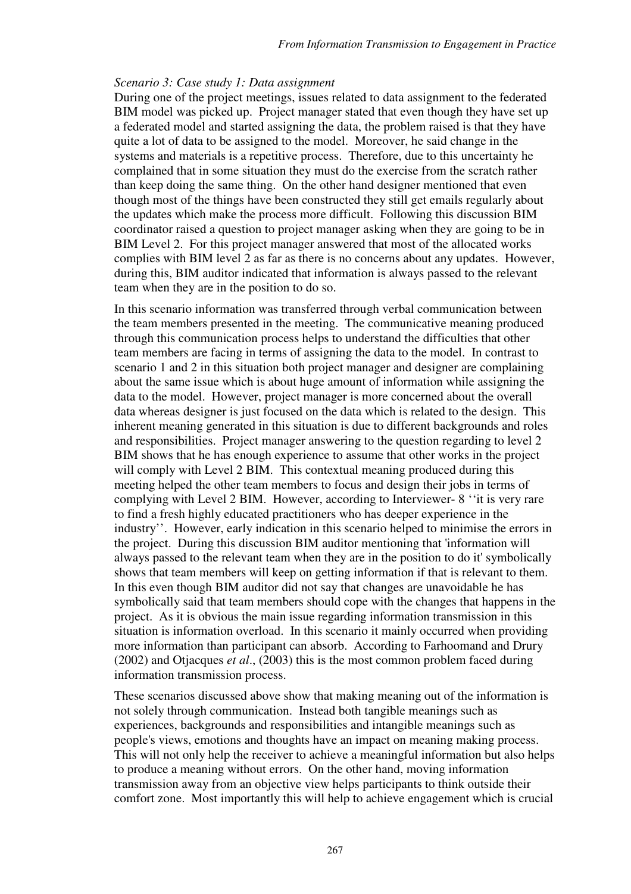*Scenario 3: Case study 1: Data assignment*

During one of the project meetings, issues related to data assignment to the federated BIM model was picked up. Project manager stated that even though they have set up a federated model and started assigning the data, the problem raised is that they have quite a lot of data to be assigned to the model. Moreover, he said change in the systems and materials is a repetitive process. Therefore, due to this uncertainty he complained that in some situation they must do the exercise from the scratch rather than keep doing the same thing. On the other hand designer mentioned that even though most of the things have been constructed they still get emails regularly about the updates which make the process more difficult. Following this discussion BIM coordinator raised a question to project manager asking when they are going to be in BIM Level 2. For this project manager answered that most of the allocated works complies with BIM level 2 as far as there is no concerns about any updates. However, during this, BIM auditor indicated that information is always passed to the relevant team when they are in the position to do so.

In this scenario information was transferred through verbal communication between the team members presented in the meeting. The communicative meaning produced through this communication process helps to understand the difficulties that other team members are facing in terms of assigning the data to the model. In contrast to scenario 1 and 2 in this situation both project manager and designer are complaining about the same issue which is about huge amount of information while assigning the data to the model. However, project manager is more concerned about the overall data whereas designer is just focused on the data which is related to the design. This inherent meaning generated in this situation is due to different backgrounds and roles and responsibilities. Project manager answering to the question regarding to level 2 BIM shows that he has enough experience to assume that other works in the project will comply with Level 2 BIM. This contextual meaning produced during this meeting helped the other team members to focus and design their jobs in terms of complying with Level 2 BIM. However, according to Interviewer- 8 ''it is very rare to find a fresh highly educated practitioners who has deeper experience in the industry''. However, early indication in this scenario helped to minimise the errors in the project. During this discussion BIM auditor mentioning that 'information will always passed to the relevant team when they are in the position to do it' symbolically shows that team members will keep on getting information if that is relevant to them. In this even though BIM auditor did not say that changes are unavoidable he has symbolically said that team members should cope with the changes that happens in the project. As it is obvious the main issue regarding information transmission in this situation is information overload. In this scenario it mainly occurred when providing more information than participant can absorb. According to Farhoomand and Drury (2002) and Otjacques *et al*., (2003) this is the most common problem faced during information transmission process.

These scenarios discussed above show that making meaning out of the information is not solely through communication. Instead both tangible meanings such as experiences, backgrounds and responsibilities and intangible meanings such as people's views, emotions and thoughts have an impact on meaning making process. This will not only help the receiver to achieve a meaningful information but also helps to produce a meaning without errors. On the other hand, moving information transmission away from an objective view helps participants to think outside their comfort zone. Most importantly this will help to achieve engagement which is crucial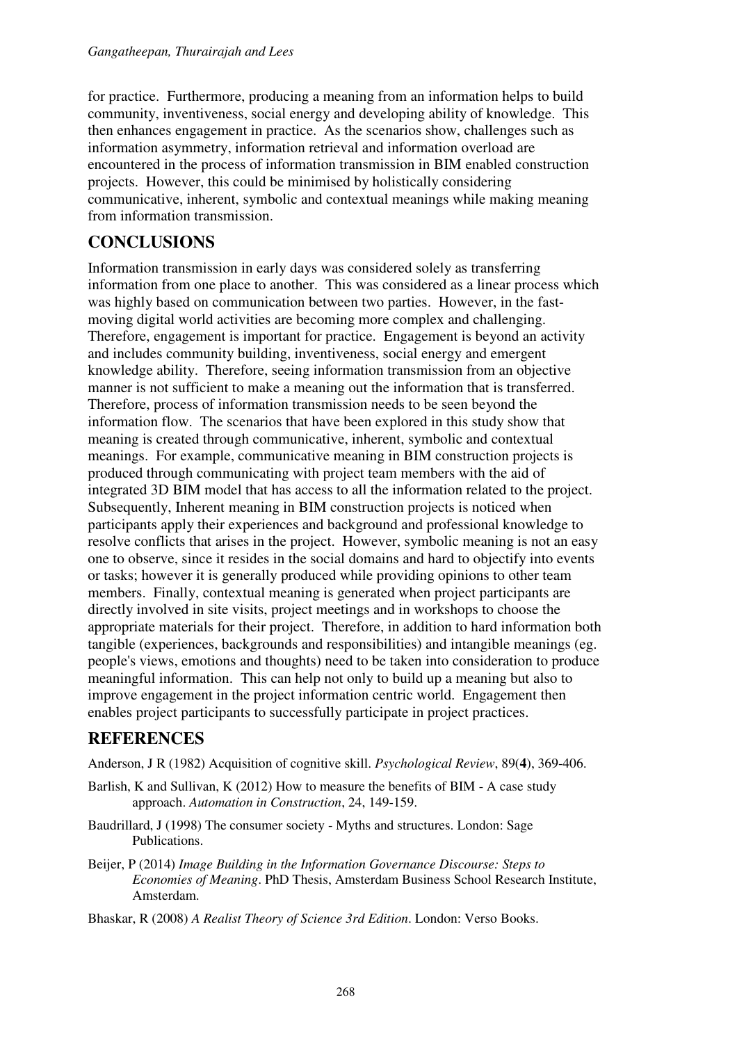for practice. Furthermore, producing a meaning from an information helps to build community, inventiveness, social energy and developing ability of knowledge. This then enhances engagement in practice. As the scenarios show, challenges such as information asymmetry, information retrieval and information overload are encountered in the process of information transmission in BIM enabled construction projects. However, this could be minimised by holistically considering communicative, inherent, symbolic and contextual meanings while making meaning from information transmission.

## CONCLUSIONS

Information transmission in early days was considered solely as transferring information from one place to another. This was considered as a linear process which was highly based on communication between two parties. However, in the fast-moving digital world activities are becoming more complex and challenging. Therefore, engagement is important for practice. Engagement is beyond an activity and includes community building, inventiveness, social energy and emergent knowledge ability. Therefore, seeing information transmission from an objective manner is not sufficient to make a meaning out the information that is transferred. Therefore, process of information transmission needs to be seen beyond the information flow. The scenarios that have been explored in this study show that meaning is created through communicative, inherent, symbolic and contextual meanings. For example, communicative meaning in BIM construction projects is produced through communicating with project team members with the aid of integrated 3D BIM model that has access to all the information related to the project. Subsequently, Inherent meaning in BIM construction projects is noticed when participants apply their experiences and background and professional knowledge to resolve conflicts that arises in the project. However, symbolic meaning is not an easy one to observe, since it resides in the social domains and hard to objectify into events or tasks; however it is generally produced while providing opinions to other team members. Finally, contextual meaning is generated when project participants are directly involved in site visits, project meetings and in workshops to choose the appropriate materials for their project. Therefore, in addition to hard information both tangible (experiences, backgrounds and responsibilities) and intangible meanings (eg. people's views, emotions and thoughts) need to be taken into consideration to produce meaningful information. This can help not only to build up a meaning but also to improve engagement in the project information centric world. Engagement then enables project participants to successfully participate in project practices.

## REFERENCES

Anderson, J R (1982) Acquisition of cognitive skill. *Psychological Review*, 89(**4**), 369-406.

Barlish, K and Sullivan, K (2012) How to measure the benefits of BIM - A case study approach. *Automation in Construction*, 24, 149-159.

Baudrillard, J (1998) The consumer society - Myths and structures. London: Sage Publications.

Beijer, P (2014) *Image Building in the Information Governance Discourse: Steps to Economies of Meaning*. PhD Thesis, Amsterdam Business School Research Institute, Amsterdam.

Bhaskar, R (2008) *A Realist Theory of Science 3rd Edition*. London: Verso Books.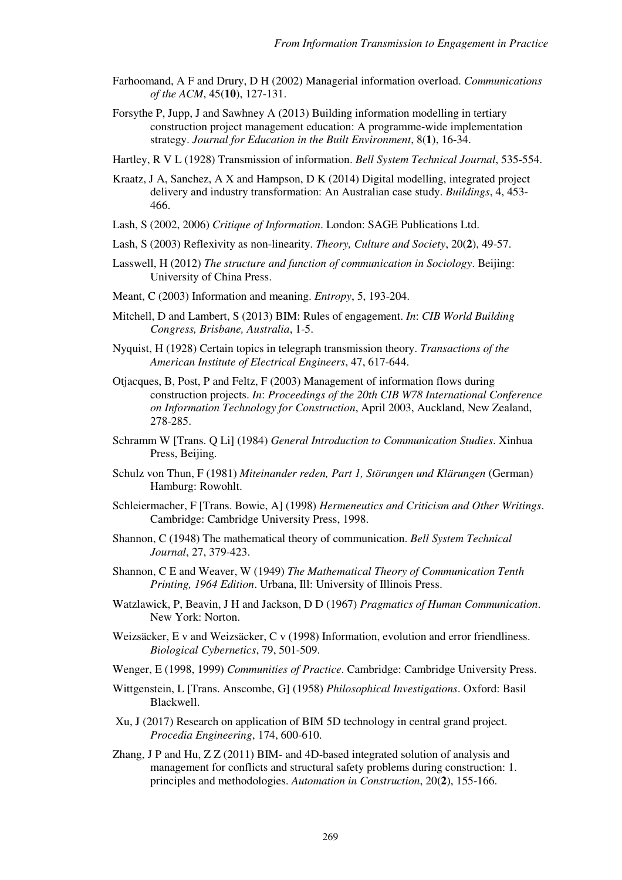Farhoomand, A F and Drury, D H (2002) Managerial information overload. *Communications of the ACM*, 45(**10**), 127-131.

Forsythe P, Jupp, J and Sawhney A (2013) Building information modelling in tertiary construction project management education: A programme-wide implementation strategy. *Journal for Education in the Built Environment*, 8(**1**), 16-34.

Hartley, R V L (1928) Transmission of information. *Bell System Technical Journal*, 535-554.

Kraatz, J A, Sanchez, A X and Hampson, D K (2014) Digital modelling, integrated project delivery and industry transformation: An Australian case study. *Buildings*, 4, 453-466.

Lash, S (2002, 2006) *Critique of Information*. London: SAGE Publications Ltd.

Lash, S (2003) Reflexivity as non-linearity. *Theory, Culture and Society*, 20(**2**), 49-57.

Lasswell, H (2012) *The structure and function of communication in Sociology*. Beijing: University of China Press.

Meant, C (2003) Information and meaning. *Entropy*, 5, 193-204.

Mitchell, D and Lambert, S (2013) BIM: Rules of engagement. *In*: *CIB World Building Congress, Brisbane, Australia*, 1-5.

Nyquist, H (1928) Certain topics in telegraph transmission theory. *Transactions of the American Institute of Electrical Engineers*, 47, 617-644.

Otjacques, B, Post, P and Feltz, F (2003) Management of information flows during construction projects. *In*: *Proceedings of the 20th CIB W78 International Conference on Information Technology for Construction*, April 2003, Auckland, New Zealand, 278-285.

Schramm W [Trans. Q Li] (1984) *General Introduction to Communication Studies*. Xinhua Press, Beijing.

Schulz von Thun, F (1981) *Miteinander reden, Part 1, Störungen und Klärungen* (German) Hamburg: Rowohlt.

Schleiermacher, F [Trans. Bowie, A] (1998) *Hermeneutics and Criticism and Other Writings*. Cambridge: Cambridge University Press, 1998.

Shannon, C (1948) The mathematical theory of communication. *Bell System Technical Journal*, 27, 379-423.

Shannon, C E and Weaver, W (1949) *The Mathematical Theory of Communication Tenth Printing, 1964 Edition*. Urbana, Ill: University of Illinois Press.

Watzlawick, P, Beavin, J H and Jackson, D D (1967) *Pragmatics of Human Communication*. New York: Norton.

Weizsäcker, E v and Weizsäcker, C v (1998) Information, evolution and error friendliness. *Biological Cybernetics*, 79, 501-509.

Wenger, E (1998, 1999) *Communities of Practice*. Cambridge: Cambridge University Press.

Wittgenstein, L [Trans. Anscombe, G] (1958) *Philosophical Investigations*. Oxford: Basil Blackwell.

Xu, J (2017) Research on application of BIM 5D technology in central grand project. *Procedia Engineering*, 174, 600-610.

Zhang, J P and Hu, Z Z (2011) BIM- and 4D-based integrated solution of analysis and management for conflicts and structural safety problems during construction: 1. principles and methodologies. *Automation in Construction*, 20(**2**), 155-166.